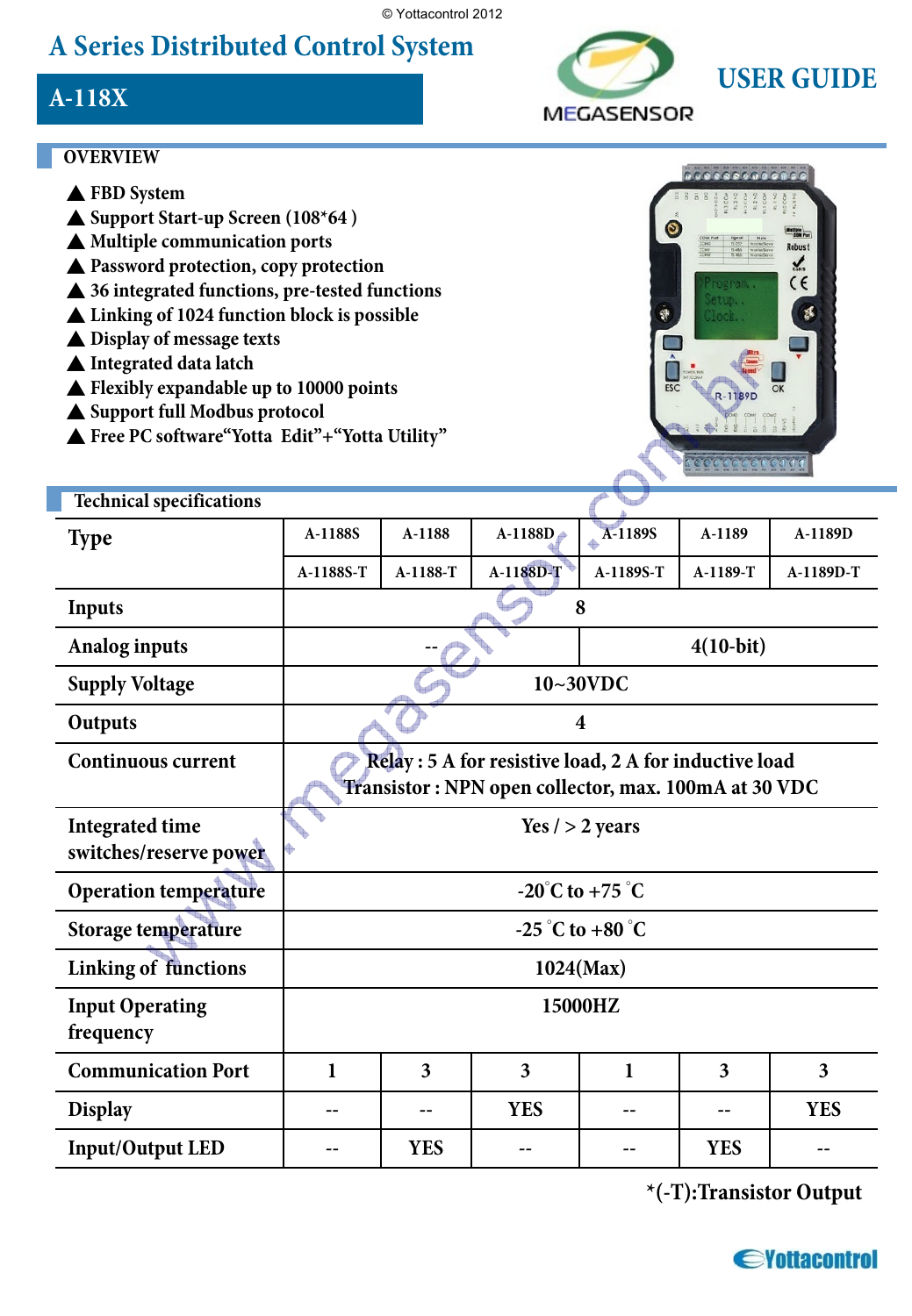© Yottacontrol 2012

# A Series Distributed Control System

## A-118X

**USER GUIDE**

## OVERVIEW

- ▲ FBD System
- ▲ Support Start-up Screen (108*64 )
- ▲ Multiple communication ports
- ▲ Password protection, copy protection
- ▲ 36 integrated functions, pre-tested functions
- ▲ Linking of 1024 function block is possible
- ▲ Display of message texts
- ▲ Integrated data latch
- ▲ Flexibly expandable up to 10000 points
- ▲ Support full Modbus protocol
- ▲ Free PC software"Yotta Edit"+"Yotta Utility"

## Technical specifications

| Type | A-1188S | A-1188 | A-1188D | A-1189S | A-1189 | A-1189D |
|---|---|---|---|---|---|---|
| | A-1188S-T | A-1188-T | A-1188D-T | A-1189S-T | A-1189-T | A-1189D-T |
| Inputs | 8 | | | | | |
| Analog inputs | -- | | | 4(10-bit) | | |
| Supply Voltage | 10~30VDC | | | | | |
| Outputs | 4 | | | | | |
| Continuous current | Relay : 5 A for resistive load, 2 A for inductive load<br>Transistor : NPN open collector, max. 100mA at 30 VDC | | | | | |
| Integrated time switches/reserve power | Yes / > 2 years | | | | | |
| Operation temperature | -20°C to +75 °C | | | | | |
| Storage temperature | -25 °C to +80 °C | | | | | |
| Linking of functions | 1024(Max) | | | | | |
| Input Operating frequency | 15000HZ | | | | | |
| Communication Port | 1 | 3 | 3 | 1 | 3 | 3 |
| Display | -- | -- | YES | -- | -- | YES |
| Input/Output LED | -- | YES | -- | -- | YES | -- |

*(-T):Transistor Output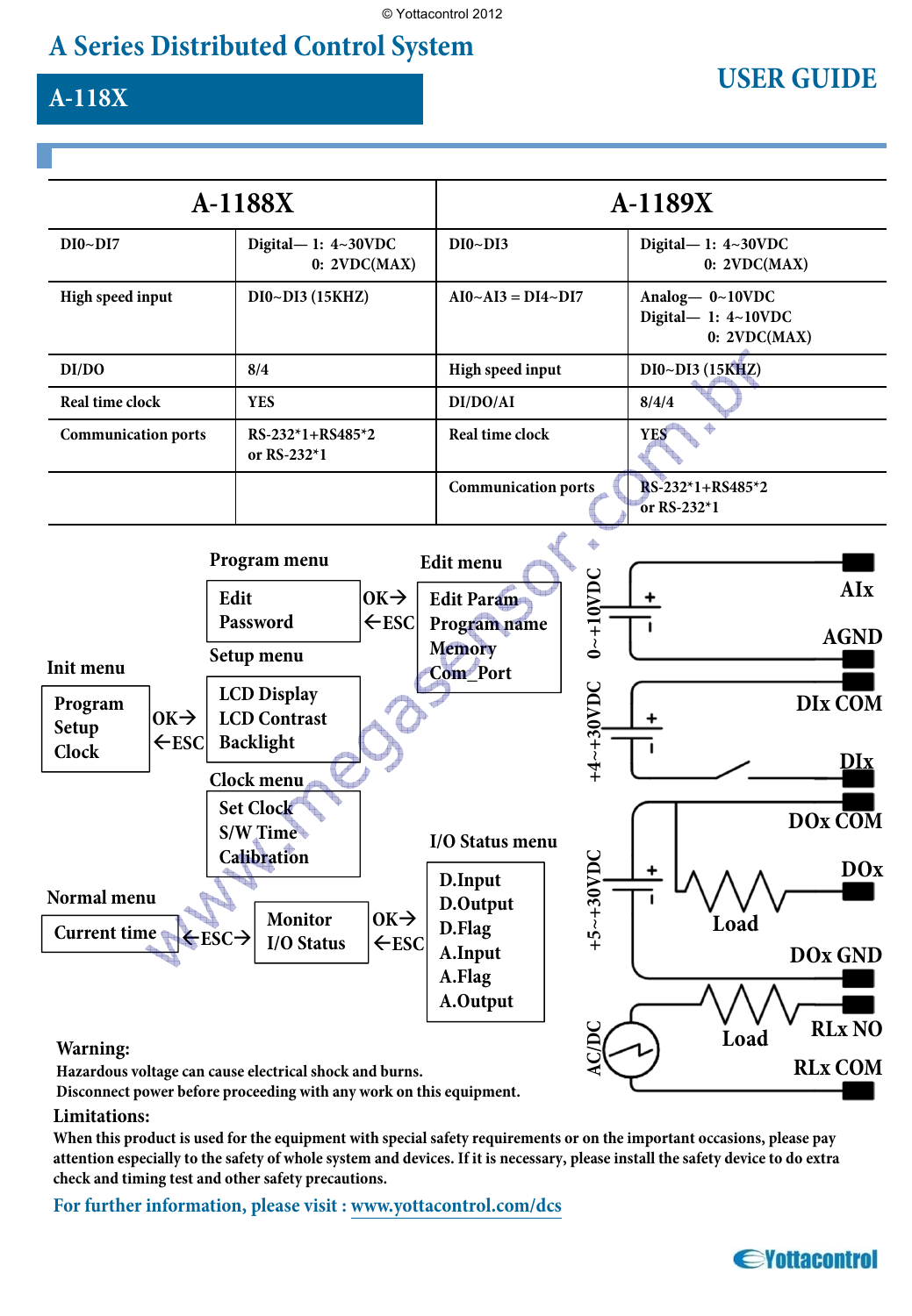# A Series Distributed Control System

## A-118X

**USER GUIDE**

| A-1188X | | A-1189X | |
|---|---|---|---|
| DI0~DI7 | Digital— 1: 4~30VDC<br>0: 2VDC(MAX) | DI0~DI3 | Digital— 1: 4~30VDC<br>0: 2VDC(MAX) |
| High speed input | DI0~DI3 (15KHZ) | AI0~AI3 = DI4~DI7 | Analog— 0~10VDC<br>Digital— 1: 4~10VDC<br>0: 2VDC(MAX) |
| DI/DO | 8/4 | High speed input | DI0~DI3 (15KHZ) |
| Real time clock | YES | DI/DO/AI | 8/4/4 |
| Communication ports | RS-232*1+RS485*2<br>or RS-232*1 | Real time clock | YES |
| | | Communication ports | RS-232*1+RS485*2<br>or RS-232*1 |

Init menu
Program
Setup
Clock
OK→
←ESC

Program menu
Edit
Password
OK→
←ESC

Edit menu
Edit Param
Program name
Memory
Com_Port

Setup menu
LCD Display
LCD Contrast
Backlight

Clock menu
Set Clock
S/W Time
Calibration

Normal menu
Current time
←ESC→
Monitor
I/O Status
OK→
←ESC

I/O Status menu
D.Input
D.Output
D.Flag
A.Input
A.Flag
A.Output

0~+10VDC
AIx
AGND
+4~+30VDC
DIx COM
DIx
+5~+30VDC
DOx COM
DOx
Load
DOx GND
AC/DC
Load
RLx NO
RLx COM

**Warning:**

Hazardous voltage can cause electrical shock and burns.
Disconnect power before proceeding with any work on this equipment.

**Limitations:**

When this product is used for the equipment with special safety requirements or on the important occasions, please pay attention especially to the safety of whole system and devices. If it is necessary, please install the safety device to do extra check and timing test and other safety precautions.

For further information, please visit : www.yottacontrol.com/dcs